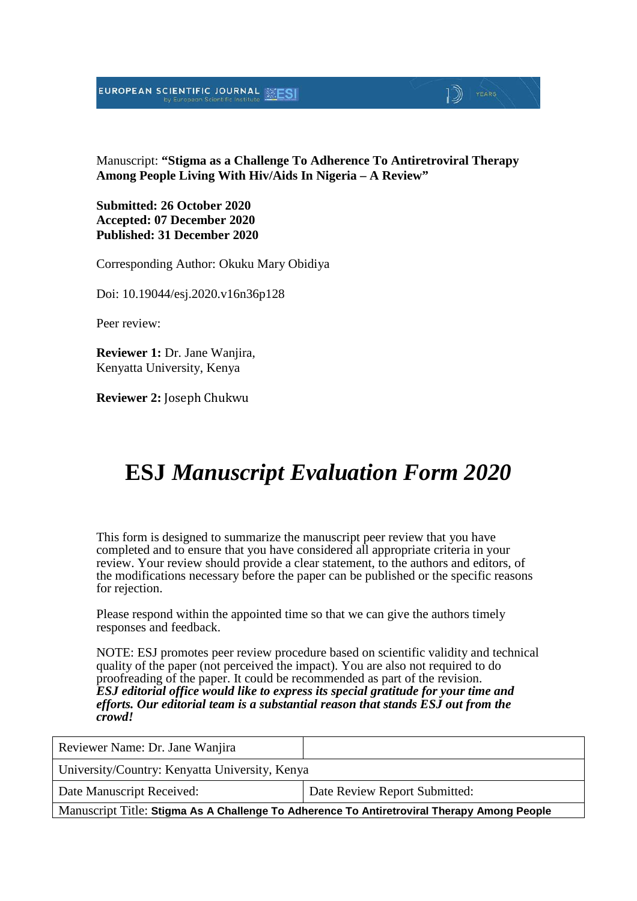Manuscript: **"Stigma as a Challenge To Adherence To Antiretroviral Therapy Among People Living With Hiv/Aids In Nigeria – A Review"**

**Submitted: 26 October 2020**
**Accepted: 07 December 2020**
**Published: 31 December 2020**

Corresponding Author: Okuku Mary Obidiya

Doi: 10.19044/esj.2020.v16n36p128

Peer review:

**Reviewer 1:** Dr. Jane Wanjira,
Kenyatta University, Kenya

**Reviewer 2:** Joseph Chukwu

# ESJ *Manuscript Evaluation Form 2020*

This form is designed to summarize the manuscript peer review that you have completed and to ensure that you have considered all appropriate criteria in your review. Your review should provide a clear statement, to the authors and editors, of the modifications necessary before the paper can be published or the specific reasons for rejection.

Please respond within the appointed time so that we can give the authors timely responses and feedback.

NOTE: ESJ promotes peer review procedure based on scientific validity and technical quality of the paper (not perceived the impact). You are also not required to do proofreading of the paper. It could be recommended as part of the revision.
***ESJ editorial office would like to express its special gratitude for your time and efforts. Our editorial team is a substantial reason that stands ESJ out from the crowd!***

| Reviewer Name: Dr. Jane Wanjira | |
|---|---|
| University/Country: Kenyatta University, Kenya | |
| Date Manuscript Received: | Date Review Report Submitted: |
| Manuscript Title: **Stigma As A Challenge To Adherence To Antiretroviral Therapy Among People** | |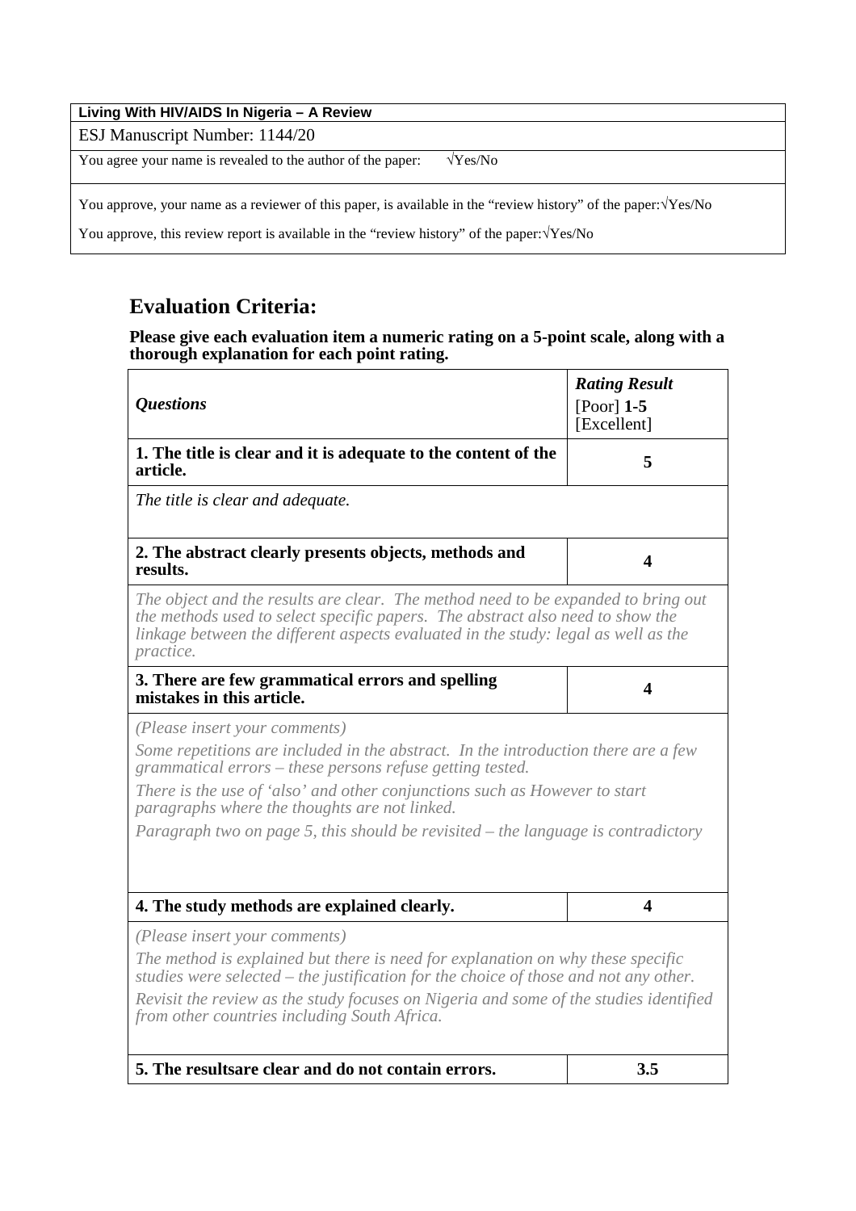| Living With HIV/AIDS In Nigeria – A Review |
|---|
| ESJ Manuscript Number: 1144/20 |
| You agree your name is revealed to the author of the paper: √Yes/No |
| You approve, your name as a reviewer of this paper, is available in the "review history" of the paper:√Yes/No<br><br>You approve, this review report is available in the "review history" of the paper:√Yes/No |

## Evaluation Criteria:

**Please give each evaluation item a numeric rating on a 5-point scale, along with a thorough explanation for each point rating.**

| *Questions* | ***Rating Result*** [Poor] **1-5** [Excellent] |
|---|---|
| **1. The title is clear and it is adequate to the content of the article.** | **5** |
| *The title is clear and adequate.* | |
| **2. The abstract clearly presents objects, methods and results.** | **4** |
| *The object and the results are clear. The method need to be expanded to bring out the methods used to select specific papers. The abstract also need to show the linkage between the different aspects evaluated in the study: legal as well as the practice.* | |
| **3. There are few grammatical errors and spelling mistakes in this article.** | **4** |
| *(Please insert your comments)*<br><br>*Some repetitions are included in the abstract. In the introduction there are a few grammatical errors – these persons refuse getting tested.*<br><br>*There is the use of 'also' and other conjunctions such as However to start paragraphs where the thoughts are not linked.*<br><br>*Paragraph two on page 5, this should be revisited – the language is contradictory* | |
| **4. The study methods are explained clearly.** | **4** |
| *(Please insert your comments)*<br><br>*The method is explained but there is need for explanation on why these specific studies were selected – the justification for the choice of those and not any other.*<br><br>*Revisit the review as the study focuses on Nigeria and some of the studies identified from other countries including South Africa.* | |
| **5. The resultsare clear and do not contain errors.** | **3.5** |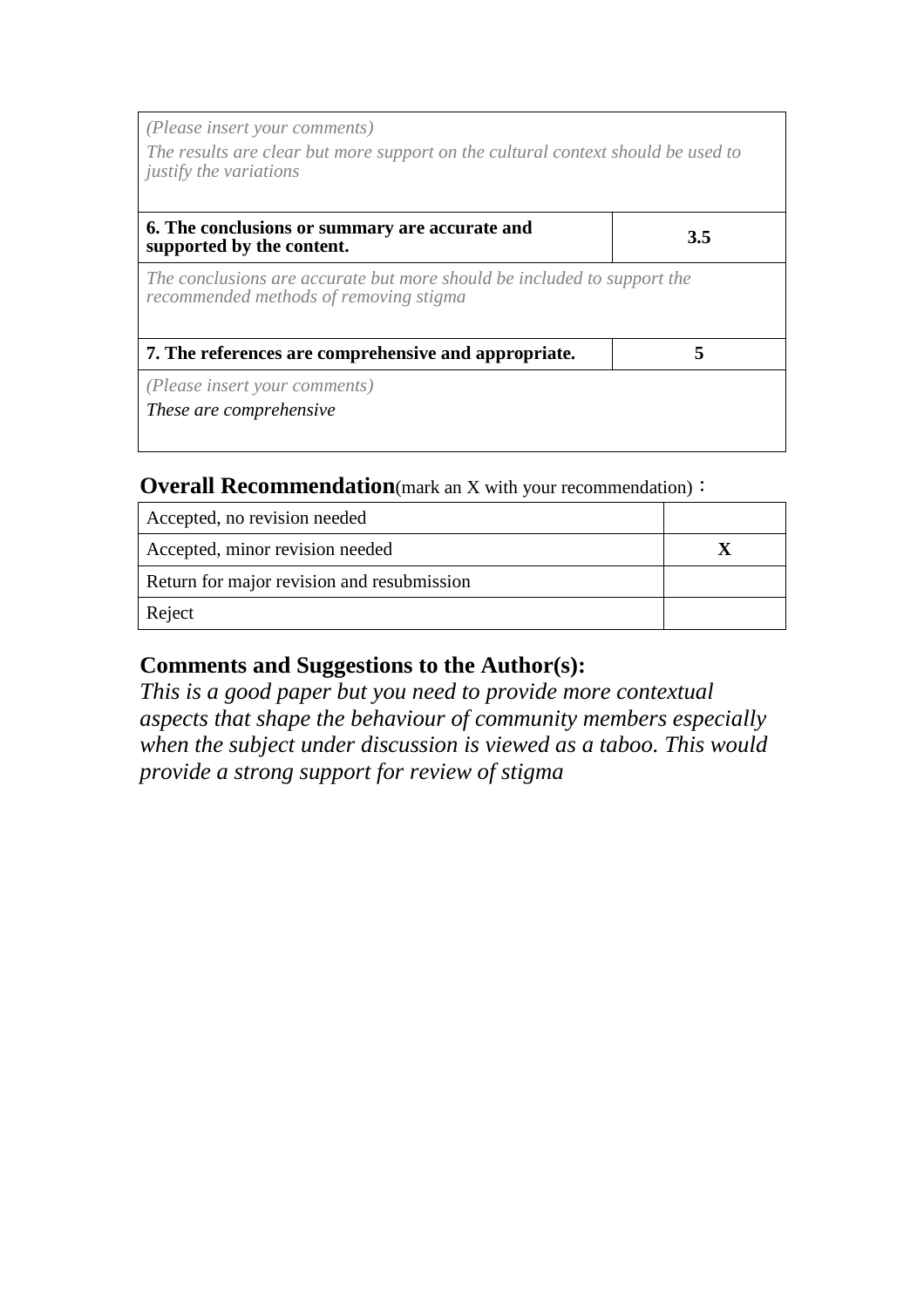| | |
|---|---|
| *(Please insert your comments)*<br>*The results are clear but more support on the cultural context should be used to justify the variations* | |
| **6. The conclusions or summary are accurate and supported by the content.** | **3.5** |
| *The conclusions are accurate but more should be included to support the recommended methods of removing stigma* | |
| **7. The references are comprehensive and appropriate.** | **5** |
| *(Please insert your comments)*<br>*These are comprehensive* | |

**Overall Recommendation**(mark an X with your recommendation)：

| | |
|---|---|
| Accepted, no revision needed | |
| Accepted, minor revision needed | **X** |
| Return for major revision and resubmission | |
| Reject | |

## Comments and Suggestions to the Author(s):

*This is a good paper but you need to provide more contextual aspects that shape the behaviour of community members especially when the subject under discussion is viewed as a taboo. This would provide a strong support for review of stigma*